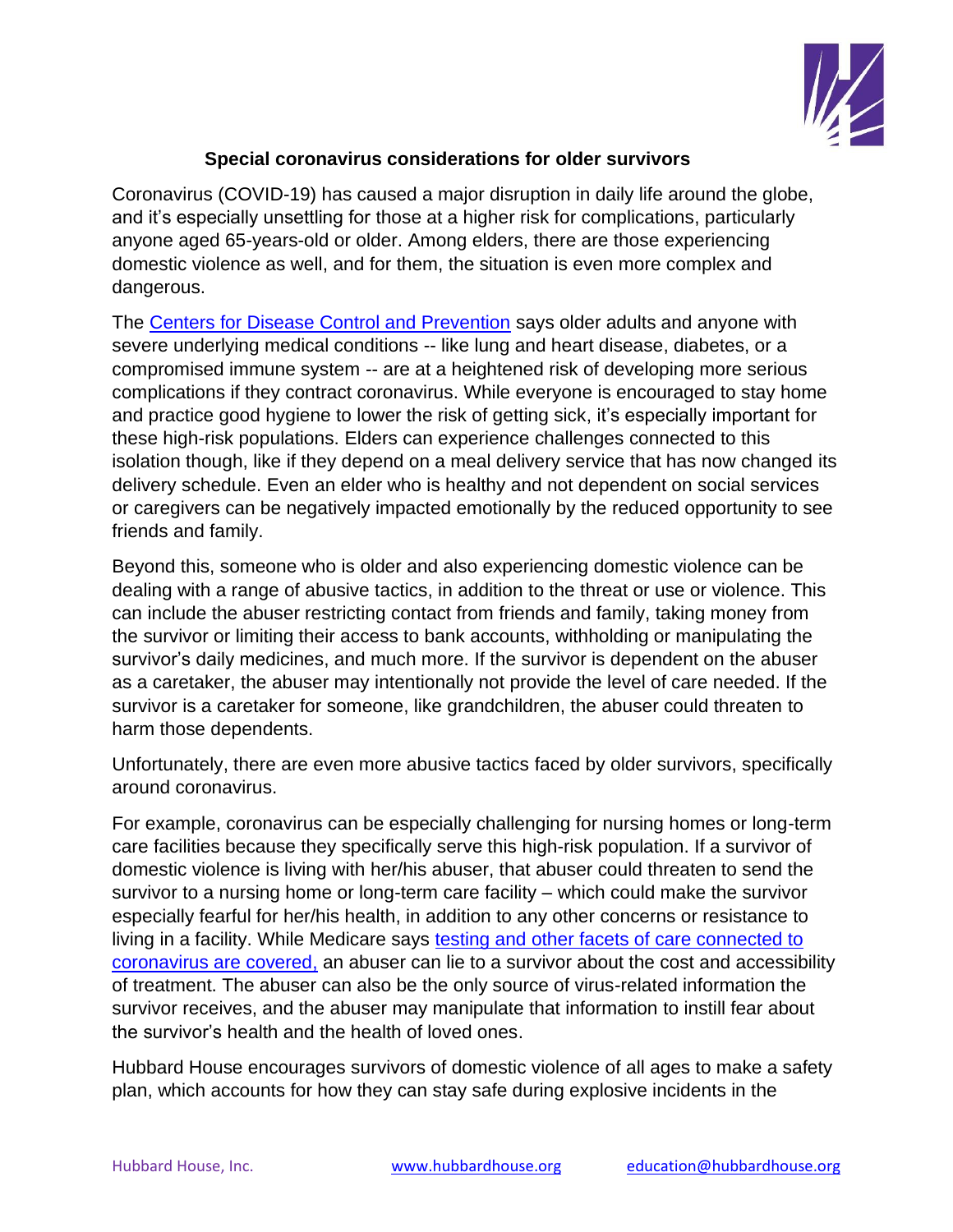## Special coronavirus considerations for older survivors

Coronavirus (COVID-19) has caused a major disruption in daily life around the globe, and it's especially unsettling for those at a higher risk for complications, particularly anyone aged 65-years-old or older. Among elders, there are those experiencing domestic violence as well, and for them, the situation is even more complex and dangerous.

The [Centers for Disease Control and Prevention](#) says older adults and anyone with severe underlying medical conditions -- like lung and heart disease, diabetes, or a compromised immune system -- are at a heightened risk of developing more serious complications if they contract coronavirus. While everyone is encouraged to stay home and practice good hygiene to lower the risk of getting sick, it's especially important for these high-risk populations. Elders can experience challenges connected to this isolation though, like if they depend on a meal delivery service that has now changed its delivery schedule. Even an elder who is healthy and not dependent on social services or caregivers can be negatively impacted emotionally by the reduced opportunity to see friends and family.

Beyond this, someone who is older and also experiencing domestic violence can be dealing with a range of abusive tactics, in addition to the threat or use or violence. This can include the abuser restricting contact from friends and family, taking money from the survivor or limiting their access to bank accounts, withholding or manipulating the survivor's daily medicines, and much more. If the survivor is dependent on the abuser as a caretaker, the abuser may intentionally not provide the level of care needed. If the survivor is a caretaker for someone, like grandchildren, the abuser could threaten to harm those dependents.

Unfortunately, there are even more abusive tactics faced by older survivors, specifically around coronavirus.

For example, coronavirus can be especially challenging for nursing homes or long-term care facilities because they specifically serve this high-risk population. If a survivor of domestic violence is living with her/his abuser, that abuser could threaten to send the survivor to a nursing home or long-term care facility – which could make the survivor especially fearful for her/his health, in addition to any other concerns or resistance to living in a facility. While Medicare says [testing and other facets of care connected to coronavirus are covered,](#) an abuser can lie to a survivor about the cost and accessibility of treatment. The abuser can also be the only source of virus-related information the survivor receives, and the abuser may manipulate that information to instill fear about the survivor's health and the health of loved ones.

Hubbard House encourages survivors of domestic violence of all ages to make a safety plan, which accounts for how they can stay safe during explosive incidents in the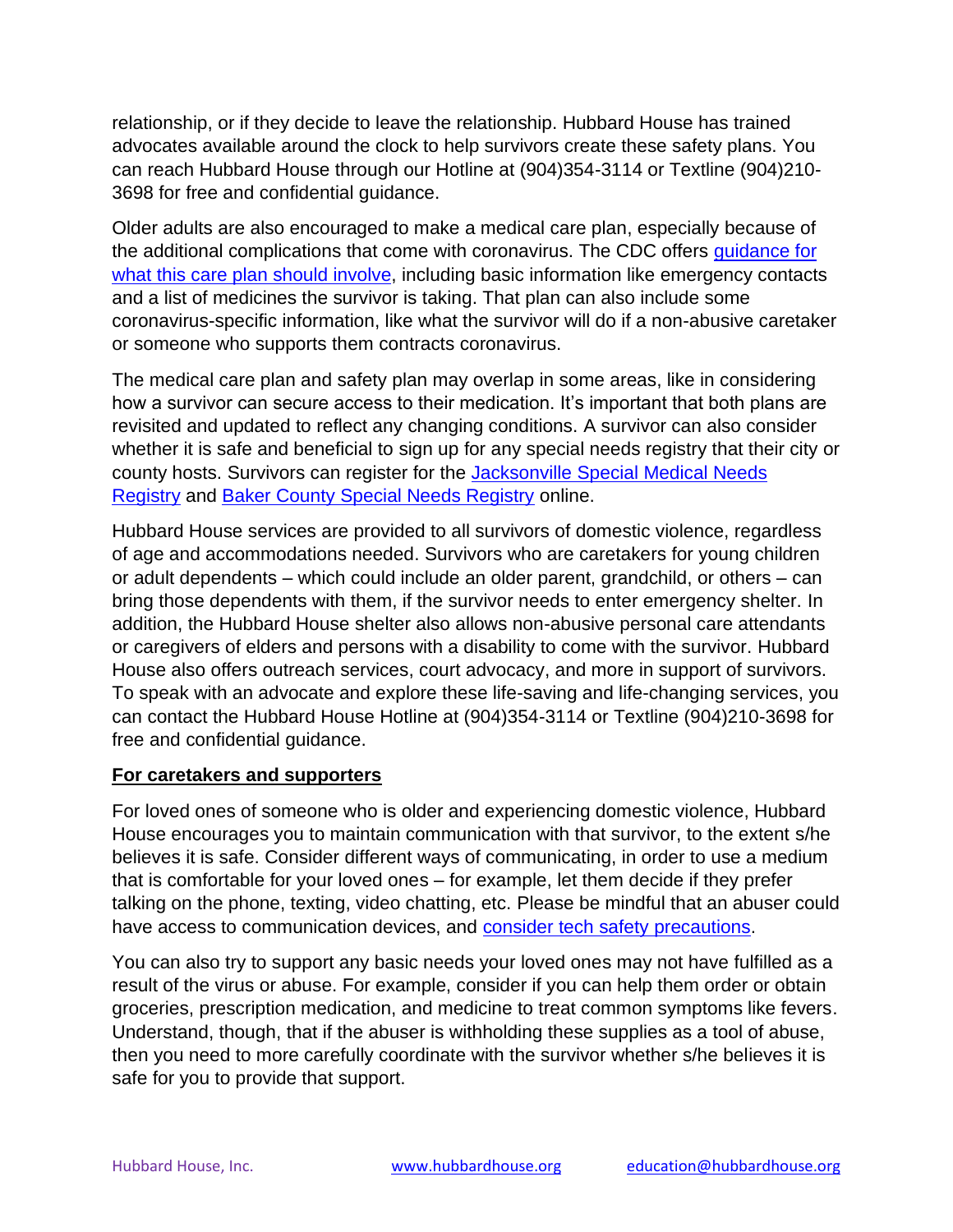relationship, or if they decide to leave the relationship. Hubbard House has trained advocates available around the clock to help survivors create these safety plans. You can reach Hubbard House through our Hotline at (904)354-3114 or Textline (904)210-3698 for free and confidential guidance.

Older adults are also encouraged to make a medical care plan, especially because of the additional complications that come with coronavirus. The CDC offers guidance for what this care plan should involve, including basic information like emergency contacts and a list of medicines the survivor is taking. That plan can also include some coronavirus-specific information, like what the survivor will do if a non-abusive caretaker or someone who supports them contracts coronavirus.

The medical care plan and safety plan may overlap in some areas, like in considering how a survivor can secure access to their medication. It's important that both plans are revisited and updated to reflect any changing conditions. A survivor can also consider whether it is safe and beneficial to sign up for any special needs registry that their city or county hosts. Survivors can register for the Jacksonville Special Medical Needs Registry and Baker County Special Needs Registry online.

Hubbard House services are provided to all survivors of domestic violence, regardless of age and accommodations needed. Survivors who are caretakers for young children or adult dependents – which could include an older parent, grandchild, or others – can bring those dependents with them, if the survivor needs to enter emergency shelter. In addition, the Hubbard House shelter also allows non-abusive personal care attendants or caregivers of elders and persons with a disability to come with the survivor. Hubbard House also offers outreach services, court advocacy, and more in support of survivors. To speak with an advocate and explore these life-saving and life-changing services, you can contact the Hubbard House Hotline at (904)354-3114 or Textline (904)210-3698 for free and confidential guidance.

**For caretakers and supporters**

For loved ones of someone who is older and experiencing domestic violence, Hubbard House encourages you to maintain communication with that survivor, to the extent s/he believes it is safe. Consider different ways of communicating, in order to use a medium that is comfortable for your loved ones – for example, let them decide if they prefer talking on the phone, texting, video chatting, etc. Please be mindful that an abuser could have access to communication devices, and consider tech safety precautions.

You can also try to support any basic needs your loved ones may not have fulfilled as a result of the virus or abuse. For example, consider if you can help them order or obtain groceries, prescription medication, and medicine to treat common symptoms like fevers. Understand, though, that if the abuser is withholding these supplies as a tool of abuse, then you need to more carefully coordinate with the survivor whether s/he believes it is safe for you to provide that support.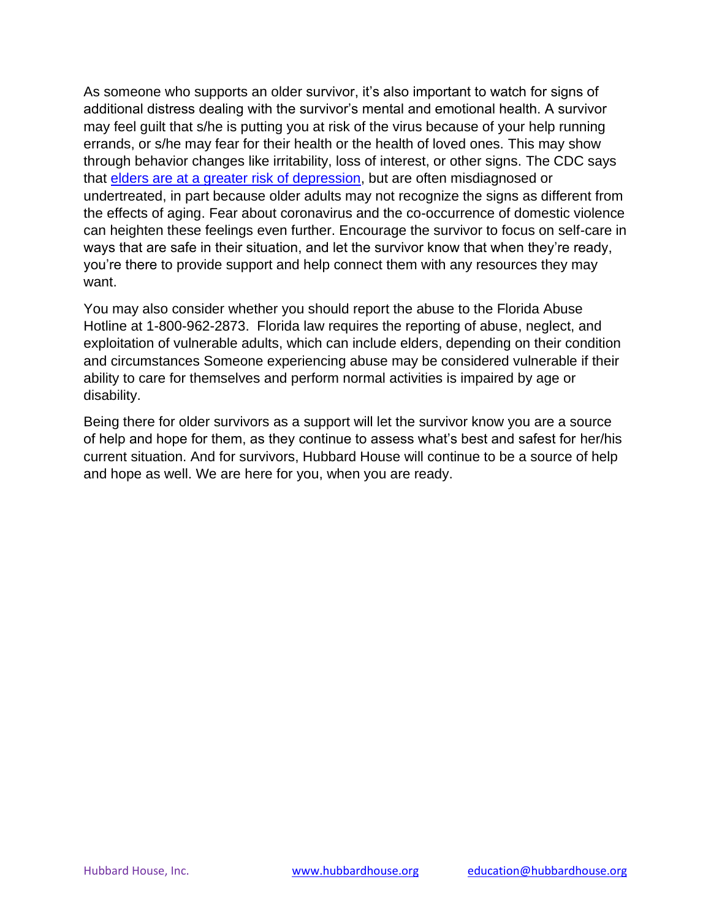As someone who supports an older survivor, it's also important to watch for signs of additional distress dealing with the survivor's mental and emotional health. A survivor may feel guilt that s/he is putting you at risk of the virus because of your help running errands, or s/he may fear for their health or the health of loved ones. This may show through behavior changes like irritability, loss of interest, or other signs. The CDC says that [elders are at a greater risk of depression](), but are often misdiagnosed or undertreated, in part because older adults may not recognize the signs as different from the effects of aging. Fear about coronavirus and the co-occurrence of domestic violence can heighten these feelings even further. Encourage the survivor to focus on self-care in ways that are safe in their situation, and let the survivor know that when they're ready, you're there to provide support and help connect them with any resources they may want.

You may also consider whether you should report the abuse to the Florida Abuse Hotline at 1-800-962-2873. Florida law requires the reporting of abuse, neglect, and exploitation of vulnerable adults, which can include elders, depending on their condition and circumstances Someone experiencing abuse may be considered vulnerable if their ability to care for themselves and perform normal activities is impaired by age or disability.

Being there for older survivors as a support will let the survivor know you are a source of help and hope for them, as they continue to assess what's best and safest for her/his current situation. And for survivors, Hubbard House will continue to be a source of help and hope as well. We are here for you, when you are ready.